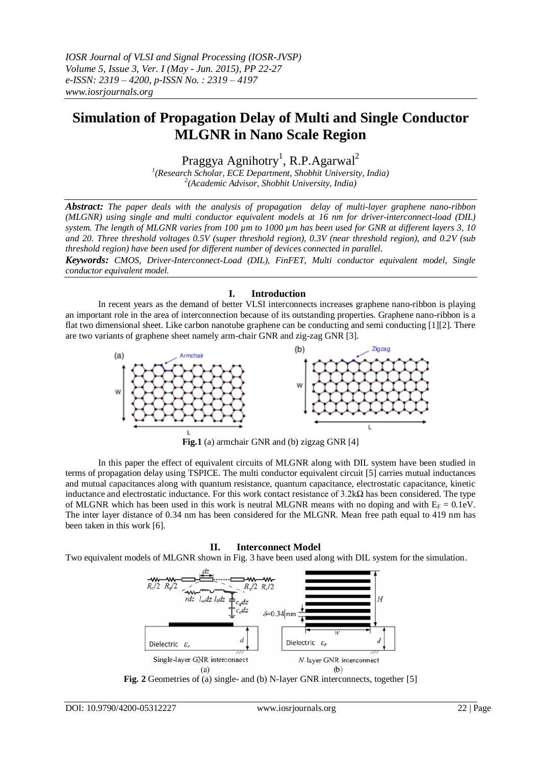# Simulation of Propagation Delay of Multi and Single Conductor MLGNR in Nano Scale Region

Praggya Agnihotry[1], R.P.Agarwal[2]

[1](Research Scholar, ECE Department, Shobhit University, India)
[2](Academic Advisor, Shobhit University, India)

***Abstract:*** *The paper deals with the analysis of propagation delay of multi-layer graphene nano-ribbon (MLGNR) using single and multi conductor equivalent models at 16 nm for driver-interconnect-load (DIL) system. The length of MLGNR varies from 100 µm to 1000 µm has been used for GNR at different layers 3, 10 and 20. Three threshold voltages 0.5V (super threshold region), 0.3V (near threshold region), and 0.2V (sub threshold region) have been used for different number of devices connected in parallel.*

***Keywords:*** *CMOS, Driver-Interconnect-Load (DIL), FinFET, Multi conductor equivalent model, Single conductor equivalent model.*

## I. Introduction

In recent years as the demand of better VLSI interconnects increases graphene nano-ribbon is playing an important role in the area of interconnection because of its outstanding properties. Graphene nano-ribbon is a flat two dimensional sheet. Like carbon nanotube graphene can be conducting and semi conducting [1][2]. There are two variants of graphene sheet namely arm-chair GNR and zig-zag GNR [3].

**Fig.1** (a) armchair GNR and (b) zigzag GNR [4]

In this paper the effect of equivalent circuits of MLGNR along with DIL system have been studied in terms of propagation delay using TSPICE. The multi conductor equivalent circuit [5] carries mutual inductances and mutual capacitances along with quantum resistance, quantum capacitance, electrostatic capacitance, kinetic inductance and electrostatic inductance. For this work contact resistance of 3.2kΩ has been considered. The type of MLGNR which has been used in this work is neutral MLGNR means with no doping and with $E_F = 0.1$eV. The inter layer distance of 0.34 nm has been considered for the MLGNR. Mean free path equal to 419 nm has been taken in this work [6].

## II. Interconnect Model

Two equivalent models of MLGNR shown in Fig. 3 have been used along with DIL system for the simulation.

**Fig. 2** Geometries of (a) single- and (b) N-layer GNR interconnects, together [5]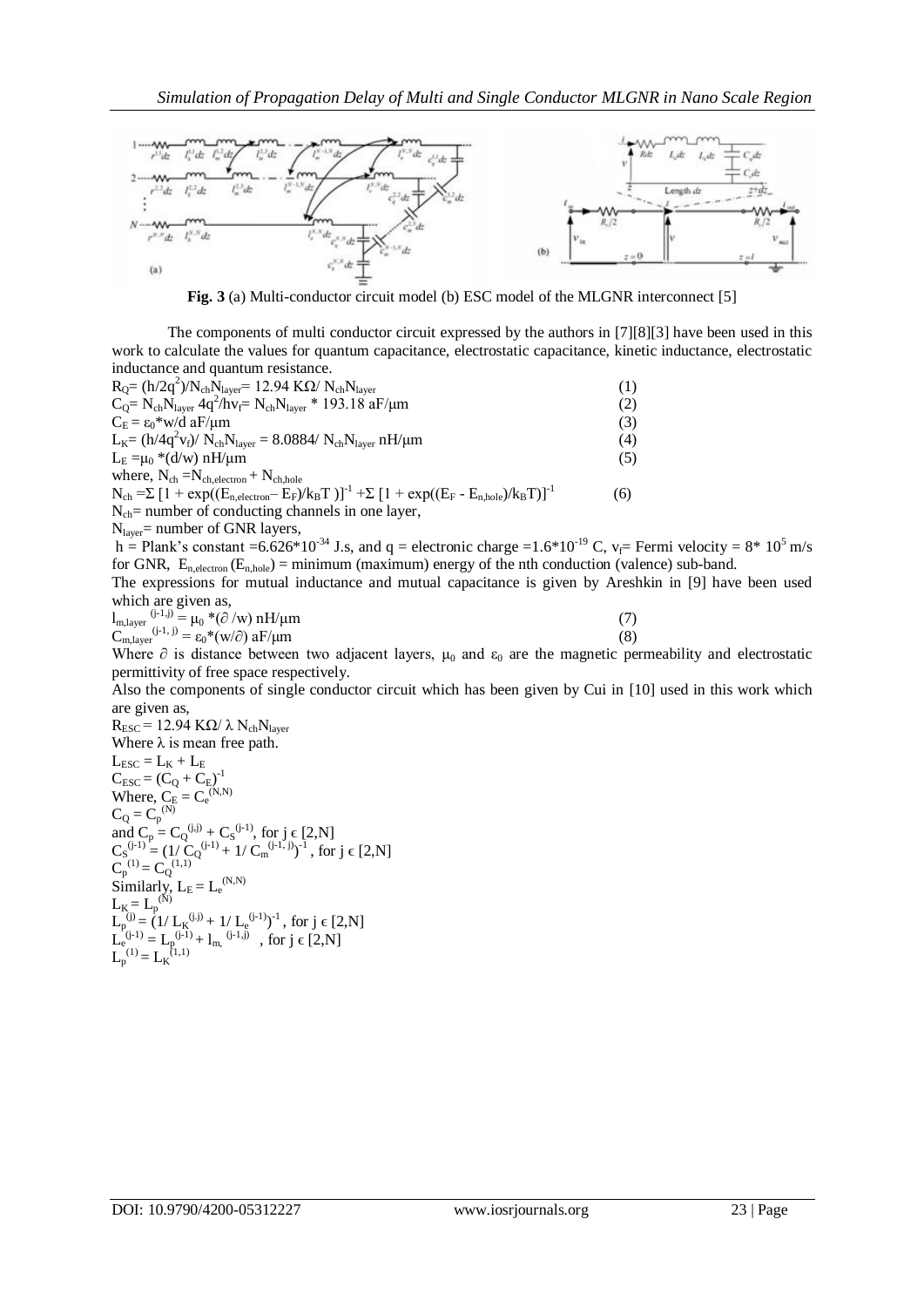**Fig. 3** (a) Multi-conductor circuit model (b) ESC model of the MLGNR interconnect [5]

The components of multi conductor circuit expressed by the authors in [7][8][3] have been used in this work to calculate the values for quantum capacitance, electrostatic capacitance, kinetic inductance, electrostatic inductance and quantum resistance.

$$R_Q = (h/2q^2)/N_{ch}N_{layer} = 12.94\ K\Omega/\ N_{ch}N_{layer} \quad (1)$$

$$C_Q = N_{ch}N_{layer}\ 4q^2/hv_f = N_{ch}N_{layer} * 193.18\ aF/\mu m \quad (2)$$

$$C_E = \varepsilon_0 * w/d\ aF/\mu m \quad (3)$$

$$L_K = (h/4q^2 v_f)/\ N_{ch}N_{layer} = 8.0884/\ N_{ch}N_{layer}\ nH/\mu m \quad (4)$$

$$L_E = \mu_0 * (d/w)\ nH/\mu m \quad (5)$$

where, $N_{ch} = N_{ch,electron} + N_{ch,hole}$

$$N_{ch} = \Sigma\ [1 + \exp((E_{n,electron} - E_F)/k_B T)]^{-1} + \Sigma\ [1 + \exp((E_F - E_{n,hole})/k_B T)]^{-1} \quad (6)$$

$N_{ch}$= number of conducting channels in one layer,

$N_{layer}$= number of GNR layers,

h = Plank's constant $=6.626*10^{-34}$ J.s, and q = electronic charge $=1.6*10^{-19}$ C, $v_f$= Fermi velocity = $8*10^5$ m/s for GNR, $E_{n,electron}$ ($E_{n,hole}$) = minimum (maximum) energy of the nth conduction (valence) sub-band.

The expressions for mutual inductance and mutual capacitance is given by Areshkin in [9] have been used which are given as,

$$l_{m,layer}^{(j-1,j)} = \mu_0 * (\partial / w)\ nH/\mu m \quad (7)$$

$$C_{m,layer}^{(j-1,j)} = \varepsilon_0 * (w/\partial)\ aF/\mu m \quad (8)$$

Where $\partial$ is distance between two adjacent layers, $\mu_0$ and $\varepsilon_0$ are the magnetic permeability and electrostatic permittivity of free space respectively.

Also the components of single conductor circuit which has been given by Cui in [10] used in this work which are given as,

$R_{ESC} = 12.94\ K\Omega/\ \lambda\ N_{ch}N_{layer}$

Where $\lambda$ is mean free path.

$L_{ESC} = L_K + L_E$

$C_{ESC} = (C_Q + C_E)^{-1}$

Where, $C_E = C_e^{(N,N)}$

$C_Q = C_p^{(N)}$

and $C_p = C_Q^{(j,j)} + C_S^{(j-1)}$, for $j \in [2,N]$

$C_S^{(j-1)} = (1/\ C_Q^{(j-1)} + 1/\ C_m^{(j-1,j)})^{-1}$, for $j \in [2,N]$

$C_p^{(1)} = C_Q^{(1,1)}$

Similarly, $L_E = L_e^{(N,N)}$

$L_K = L_p^{(N)}$

$L_p^{(j)} = (1/\ L_K^{(j,j)} + 1/\ L_e^{(j-1)})^{-1}$, for $j \in [2,N]$

$L_e^{(j-1)} = L_p^{(j-1)} + l_{m,}^{(j-1,j)}$, for $j \in [2,N]$

$L_p^{(1)} = L_K^{(1,1)}$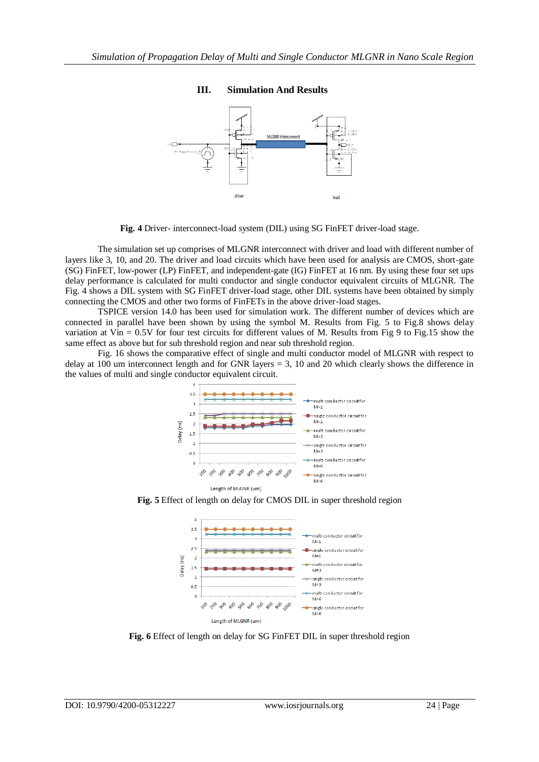## III. Simulation And Results

**Fig. 4** Driver- interconnect-load system (DIL) using SG FinFET driver-load stage.

The simulation set up comprises of MLGNR interconnect with driver and load with different number of layers like 3, 10, and 20. The driver and load circuits which have been used for analysis are CMOS, short-gate (SG) FinFET, low-power (LP) FinFET, and independent-gate (IG) FinFET at 16 nm. By using these four set ups delay performance is calculated for multi conductor and single conductor equivalent circuits of MLGNR. The Fig. 4 shows a DIL system with SG FinFET driver-load stage, other DIL systems have been obtained by simply connecting the CMOS and other two forms of FinFETs in the above driver-load stages.

TSPICE version 14.0 has been used for simulation work. The different number of devices which are connected in parallel have been shown by using the symbol M. Results from Fig. 5 to Fig.8 shows delay variation at Vin = 0.5V for four test circuits for different values of M. Results from Fig 9 to Fig.15 show the same effect as above but for sub threshold region and near sub threshold region.

Fig. 16 shows the comparative effect of single and multi conductor model of MLGNR with respect to delay at 100 um interconnect length and for GNR layers = 3, 10 and 20 which clearly shows the difference in the values of multi and single conductor equivalent circuit.

**Fig. 5** Effect of length on delay for CMOS DIL in super threshold region

**Fig. 6** Effect of length on delay for SG FinFET DIL in super threshold region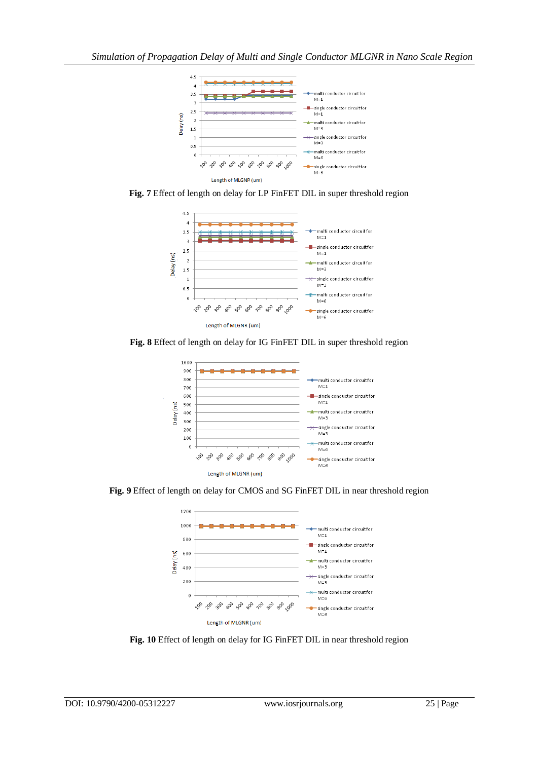**Fig. 7** Effect of length on delay for LP FinFET DIL in super threshold region

**Fig. 8** Effect of length on delay for IG FinFET DIL in super threshold region

**Fig. 9** Effect of length on delay for CMOS and SG FinFET DIL in near threshold region

**Fig. 10** Effect of length on delay for IG FinFET DIL in near threshold region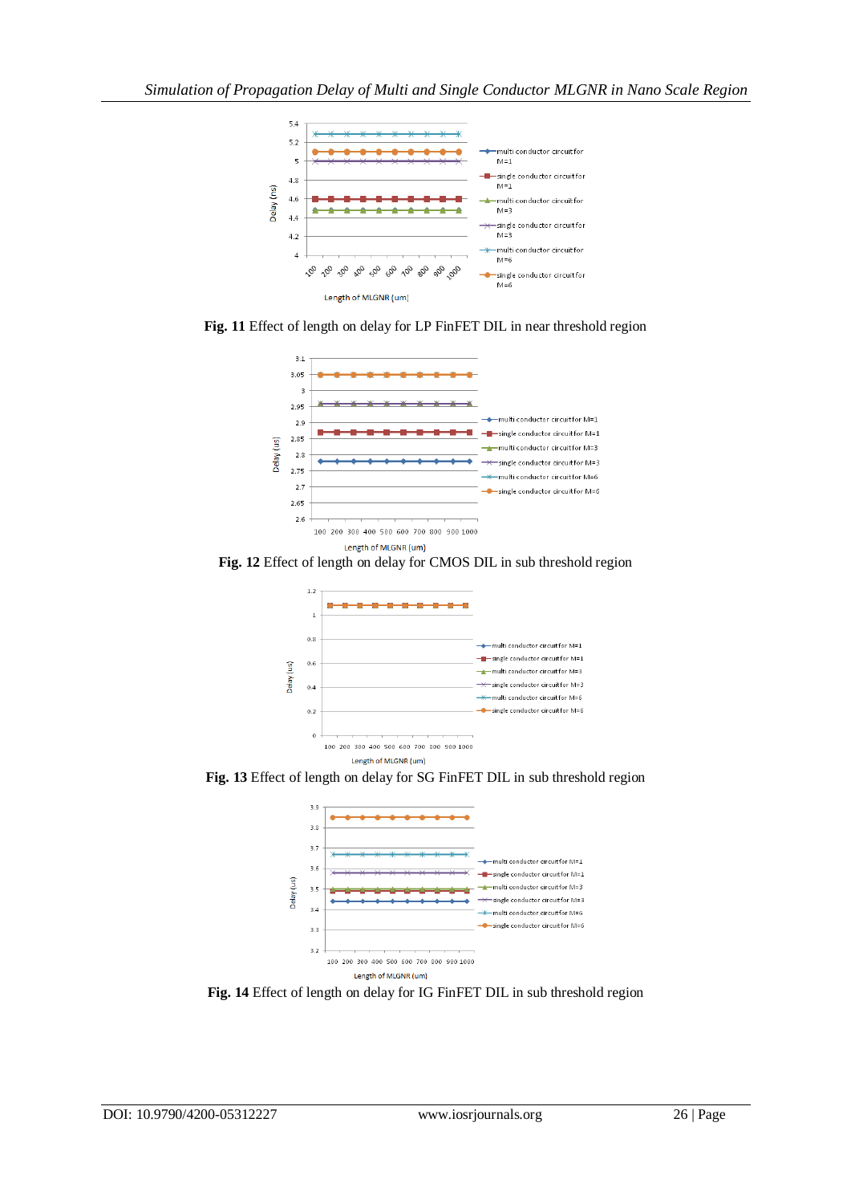**Fig. 11** Effect of length on delay for LP FinFET DIL in near threshold region

**Fig. 12** Effect of length on delay for CMOS DIL in sub threshold region

**Fig. 13** Effect of length on delay for SG FinFET DIL in sub threshold region

**Fig. 14** Effect of length on delay for IG FinFET DIL in sub threshold region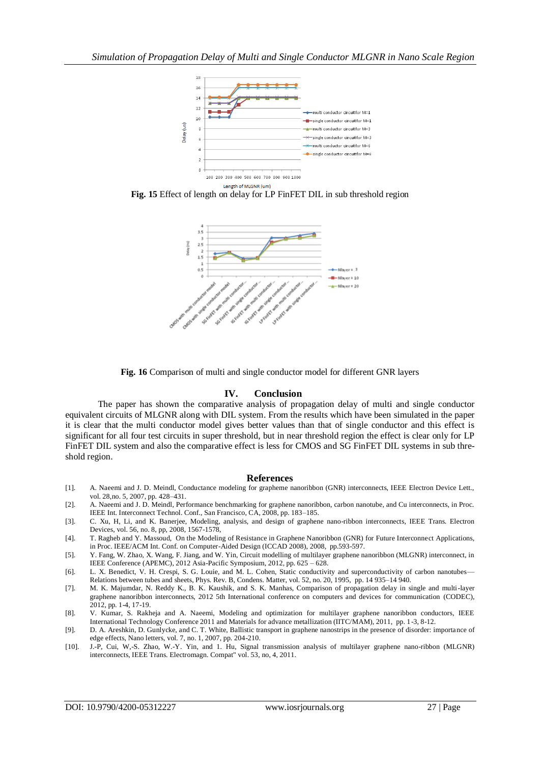18
16
14
12
10
8
6
4
2
0

Delay (us)

100 200 300 400 500 600 700 800 900 1000

Length of MLGNR (um)

multi conductor circuit for M=1
single conductor circuit for M=1
multi conductor circuit for M=3
single conductor circuit for M=3
multi conductor circuit for M=6
single conductor circuit for M=6

**Fig. 15** Effect of length on delay for LP FinFET DIL in sub threshold region

4
3.5
3
2.5
2
1.5
1
0.5
0

Delay (ns)

CMOS with multi conductor model
CMOS with single conductor model
SG FinFET with multi conductor...
SG FinFET with single conductor...
IG FinFET with multi conductor...
IG FinFET with single conductor...
LP FinFET with multi conductor...
LP FinFET with single conductor...

Nlayer = 3
Nlayer = 10
Nlayer = 20

**Fig. 16** Comparison of multi and single conductor model for different GNR layers

## IV. Conclusion

The paper has shown the comparative analysis of propagation delay of multi and single conductor equivalent circuits of MLGNR along with DIL system. From the results which have been simulated in the paper it is clear that the multi conductor model gives better values than that of single conductor and this effect is significant for all four test circuits in super threshold, but in near threshold region the effect is clear only for LP FinFET DIL system and also the comparative effect is less for CMOS and SG FinFET DIL systems in sub threshold region.

## References

[1]. A. Naeemi and J. D. Meindl, Conductance modeling for grapheme nanoribbon (GNR) interconnects, IEEE Electron Device Lett., vol. 28,no. 5, 2007, pp. 428–431.

[2]. A. Naeemi and J. D. Meindl, Performance benchmarking for graphene nanoribbon, carbon nanotube, and Cu interconnects, in Proc. IEEE Int. Interconnect Technol. Conf., San Francisco, CA, 2008, pp. 183–185.

[3]. C. Xu, H, Li, and K. Banerjee, Modeling, analysis, and design of graphene nano-ribbon interconnects, IEEE Trans. Electron Devices, vol. 56, no. 8, pp, 2008, 1567-1578,

[4]. T. Ragheb and Y. Massoud, On the Modeling of Resistance in Graphene Nanoribbon (GNR) for Future Interconnect Applications, in Proc. IEEE/ACM Int. Conf. on Computer-Aided Design (ICCAD 2008), 2008, pp.593-597.

[5]. Y. Fang, W. Zhao, X. Wang, F. Jiang, and W. Yin, Circuit modelling of multilayer graphene nanoribbon (MLGNR) interconnect, in IEEE Conference (APEMC), 2012 Asia-Pacific Symposium, 2012, pp. 625 – 628.

[6]. L. X. Benedict, V. H. Crespi, S. G. Louie, and M. L. Cohen, Static conductivity and superconductivity of carbon nanotubes—Relations between tubes and sheets, Phys. Rev. B, Condens. Matter, vol. 52, no. 20, 1995, pp. 14 935–14 940.

[7]. M. K. Majumdar, N. Reddy K., B. K. Kaushik, and S. K. Manhas, Comparison of propagation delay in single and multi-layer graphene nanoribbon interconnects, 2012 5th International conference on computers and devices for communication (CODEC), 2012, pp. 1-4, 17-19.

[8]. V. Kumar, S. Rakheja and A. Naeemi, Modeling and optimization for multilayer graphene nanoribbon conductors, IEEE International Technology Conference 2011 and Materials for advance metallization (IITC/MAM), 2011, pp. 1-3, 8-12.

[9]. D. A. Areshkin, D. Gunlycke, and C. T. White, Ballistic transport in graphene nanostrips in the presence of disorder: importance of edge effects, Nano letters, vol. 7, no. 1, 2007, pp. 204-210.

[10]. J.-P, Cui, W,-S. Zhao, W.-Y. Yin, and 1. Hu, Signal transmission analysis of multilayer graphene nano-ribbon (MLGNR) interconnects, IEEE Trans. Electromagn. Compat" vol. 53, no, 4, 2011.